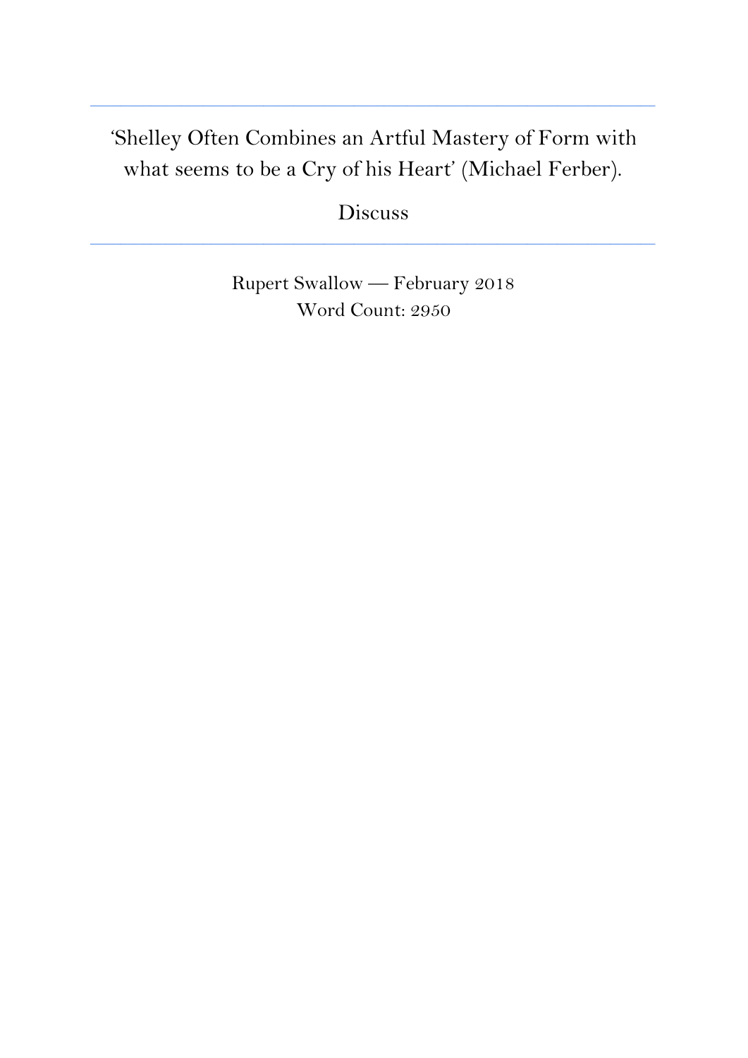# 'Shelley Often Combines an Artful Mastery of Form with what seems to be a Cry of his Heart' (Michael Ferber).

Discuss

---

Rupert Swallow — February 2018
Word Count: 2950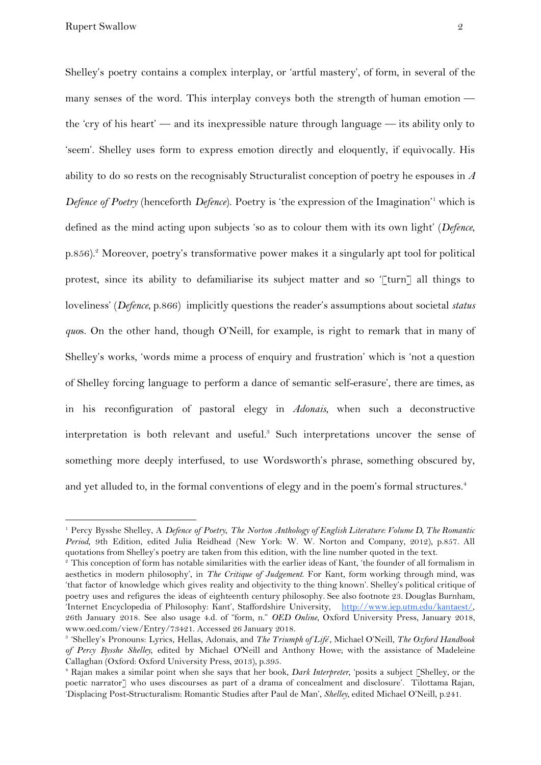Shelley's poetry contains a complex interplay, or 'artful mastery', of form, in several of the many senses of the word. This interplay conveys both the strength of human emotion — the 'cry of his heart' — and its inexpressible nature through language — its ability only to 'seem'. Shelley uses form to express emotion directly and eloquently, if equivocally. His ability to do so rests on the recognisably Structuralist conception of poetry he espouses in *A Defence of Poetry* (henceforth *Defence*). Poetry is 'the expression of the Imagination'[1] which is defined as the mind acting upon subjects 'so as to colour them with its own light' (*Defence*, p.856).[2] Moreover, poetry's transformative power makes it a singularly apt tool for political protest, since its ability to defamiliarise its subject matter and so '[turn] all things to loveliness' (*Defence*, p.866) implicitly questions the reader's assumptions about societal *status quo*s. On the other hand, though O'Neill, for example, is right to remark that in many of Shelley's works, 'words mime a process of enquiry and frustration' which is 'not a question of Shelley forcing language to perform a dance of semantic self-erasure', there are times, as in his reconfiguration of pastoral elegy in *Adonais*, when such a deconstructive interpretation is both relevant and useful.[3] Such interpretations uncover the sense of something more deeply interfused, to use Wordsworth's phrase, something obscured by, and yet alluded to, in the formal conventions of elegy and in the poem's formal structures.[4]

---

[1] Percy Bysshe Shelley, A *Defence of Poetry*, *The Norton Anthology of English Literature: Volume D, The Romantic Period*, 9th Edition, edited Julia Reidhead (New York: W. W. Norton and Company, 2012), p.857. All quotations from Shelley's poetry are taken from this edition, with the line number quoted in the text.

[2] This conception of form has notable similarities with the earlier ideas of Kant, 'the founder of all formalism in aesthetics in modern philosophy', in *The Critique of Judgement*. For Kant, form working through mind, was 'that factor of knowledge which gives reality and objectivity to the thing known'. Shelley's political critique of poetry uses and refigures the ideas of eighteenth century philosophy. See also footnote 23. Douglas Burnham, 'Internet Encyclopedia of Philosophy: Kant', Staffordshire University, http://www.iep.utm.edu/kantaest/, 26th January 2018. See also usage 4.d. of "form, n." *OED Online*, Oxford University Press, January 2018, www.oed.com/view/Entry/73421. Accessed 26 January 2018.

[3] 'Shelley's Pronouns: Lyrics, Hellas, Adonais, and *The Triumph of Life*', Michael O'Neill, *The Oxford Handbook of Percy Bysshe Shelley*, edited by Michael O'Neill and Anthony Howe; with the assistance of Madeleine Callaghan (Oxford: Oxford University Press, 2013), p.395.

[4] Rajan makes a similar point when she says that her book, *Dark Interpreter*, 'posits a subject [Shelley, or the poetic narrator] who uses discourses as part of a drama of concealment and disclosure'. Tilottama Rajan, 'Displacing Post-Structuralism: Romantic Studies after Paul de Man', *Shelley*, edited Michael O'Neill, p.241.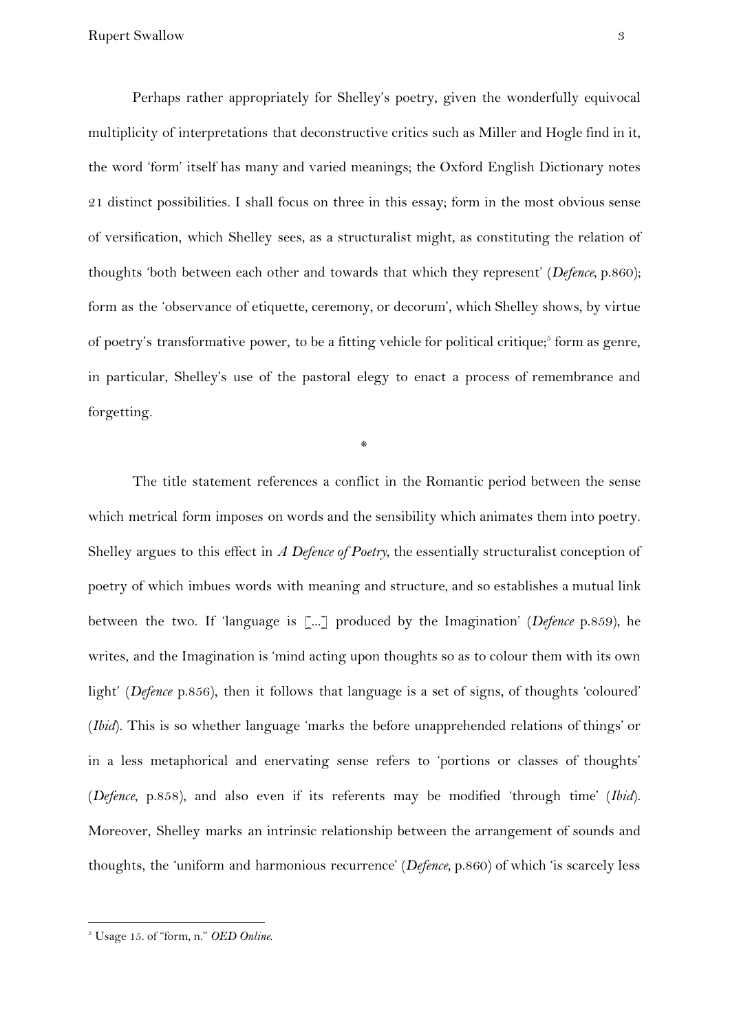Perhaps rather appropriately for Shelley's poetry, given the wonderfully equivocal multiplicity of interpretations that deconstructive critics such as Miller and Hogle find in it, the word 'form' itself has many and varied meanings; the Oxford English Dictionary notes 21 distinct possibilities. I shall focus on three in this essay; form in the most obvious sense of versification, which Shelley sees, as a structuralist might, as constituting the relation of thoughts 'both between each other and towards that which they represent' (*Defence*, p.860); form as the 'observance of etiquette, ceremony, or decorum', which Shelley shows, by virtue of poetry's transformative power, to be a fitting vehicle for political critique;[5] form as genre, in particular, Shelley's use of the pastoral elegy to enact a process of remembrance and forgetting.

*

The title statement references a conflict in the Romantic period between the sense which metrical form imposes on words and the sensibility which animates them into poetry. Shelley argues to this effect in *A Defence of Poetry*, the essentially structuralist conception of poetry of which imbues words with meaning and structure, and so establishes a mutual link between the two. If 'language is [...] produced by the Imagination' (*Defence* p.859), he writes, and the Imagination is 'mind acting upon thoughts so as to colour them with its own light' (*Defence* p.856), then it follows that language is a set of signs, of thoughts 'coloured' (*Ibid*). This is so whether language 'marks the before unapprehended relations of things' or in a less metaphorical and enervating sense refers to 'portions or classes of thoughts' (*Defence*, p.858), and also even if its referents may be modified 'through time' (*Ibid*). Moreover, Shelley marks an intrinsic relationship between the arrangement of sounds and thoughts, the 'uniform and harmonious recurrence' (*Defence*, p.860) of which 'is scarcely less

---

[5] Usage 15. of "form, n." *OED Online.*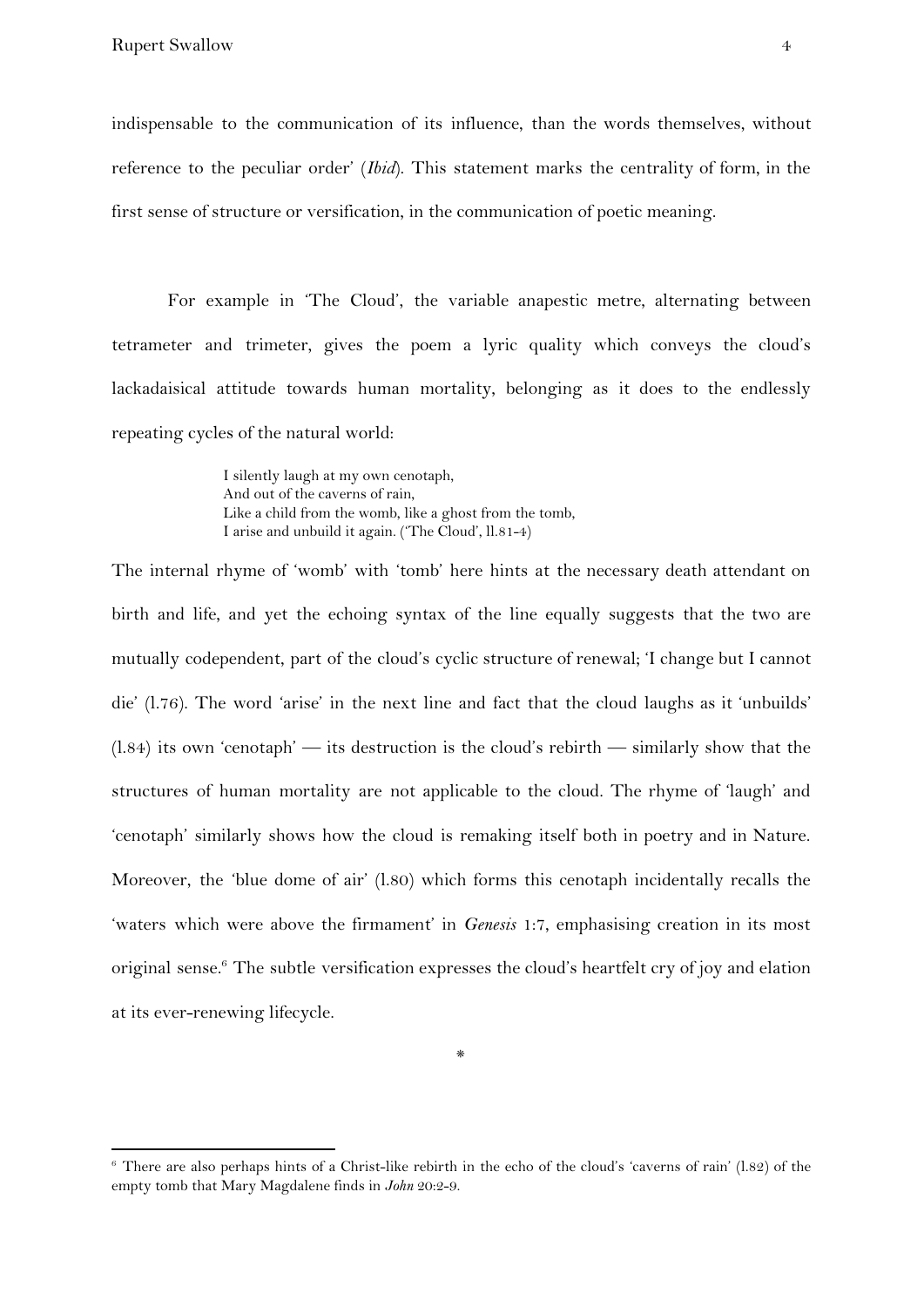indispensable to the communication of its influence, than the words themselves, without reference to the peculiar order' (*Ibid*). This statement marks the centrality of form, in the first sense of structure or versification, in the communication of poetic meaning.

For example in 'The Cloud', the variable anapestic metre, alternating between tetrameter and trimeter, gives the poem a lyric quality which conveys the cloud's lackadaisical attitude towards human mortality, belonging as it does to the endlessly repeating cycles of the natural world:

> I silently laugh at my own cenotaph,  
> And out of the caverns of rain,  
> Like a child from the womb, like a ghost from the tomb,  
> I arise and unbuild it again. ('The Cloud', ll.81-4)

The internal rhyme of 'womb' with 'tomb' here hints at the necessary death attendant on birth and life, and yet the echoing syntax of the line equally suggests that the two are mutually codependent, part of the cloud's cyclic structure of renewal; 'I change but I cannot die' (l.76). The word 'arise' in the next line and fact that the cloud laughs as it 'unbuilds' (l.84) its own 'cenotaph' — its destruction is the cloud's rebirth — similarly show that the structures of human mortality are not applicable to the cloud. The rhyme of 'laugh' and 'cenotaph' similarly shows how the cloud is remaking itself both in poetry and in Nature. Moreover, the 'blue dome of air' (l.80) which forms this cenotaph incidentally recalls the 'waters which were above the firmament' in *Genesis* 1:7, emphasising creation in its most original sense.[6] The subtle versification expresses the cloud's heartfelt cry of joy and elation at its ever-renewing lifecycle.

*

[6] There are also perhaps hints of a Christ-like rebirth in the echo of the cloud's 'caverns of rain' (l.82) of the empty tomb that Mary Magdalene finds in *John* 20:2-9.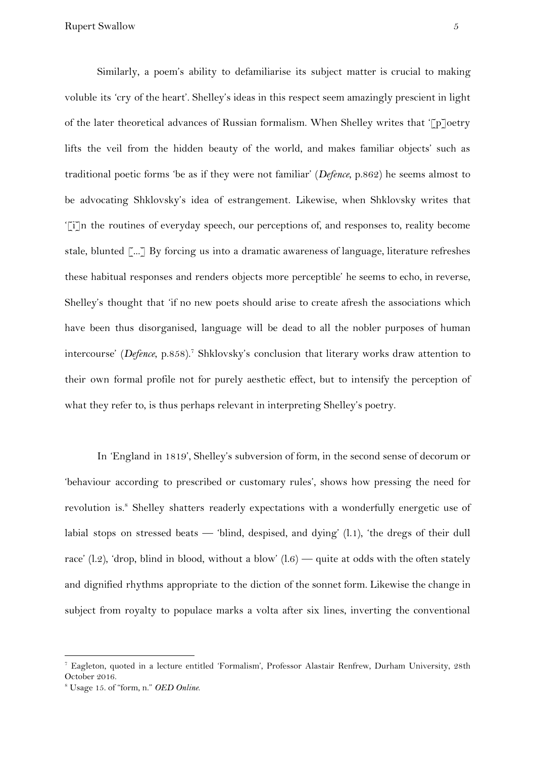Similarly, a poem's ability to defamiliarise its subject matter is crucial to making voluble its 'cry of the heart'. Shelley's ideas in this respect seem amazingly prescient in light of the later theoretical advances of Russian formalism. When Shelley writes that '[p]oetry lifts the veil from the hidden beauty of the world, and makes familiar objects' such as traditional poetic forms 'be as if they were not familiar' (*Defence*, p.862) he seems almost to be advocating Shklovsky's idea of estrangement. Likewise, when Shklovsky writes that '[i]n the routines of everyday speech, our perceptions of, and responses to, reality become stale, blunted [...] By forcing us into a dramatic awareness of language, literature refreshes these habitual responses and renders objects more perceptible' he seems to echo, in reverse, Shelley's thought that 'if no new poets should arise to create afresh the associations which have been thus disorganised, language will be dead to all the nobler purposes of human intercourse' (*Defence*, p.858).[7] Shklovsky's conclusion that literary works draw attention to their own formal profile not for purely aesthetic effect, but to intensify the perception of what they refer to, is thus perhaps relevant in interpreting Shelley's poetry.

In 'England in 1819', Shelley's subversion of form, in the second sense of decorum or 'behaviour according to prescribed or customary rules', shows how pressing the need for revolution is.[8] Shelley shatters readerly expectations with a wonderfully energetic use of labial stops on stressed beats — 'blind, despised, and dying' (l.1), 'the dregs of their dull race' (l.2), 'drop, blind in blood, without a blow' (l.6) — quite at odds with the often stately and dignified rhythms appropriate to the diction of the sonnet form. Likewise the change in subject from royalty to populace marks a volta after six lines, inverting the conventional

---

[7] Eagleton, quoted in a lecture entitled 'Formalism', Professor Alastair Renfrew, Durham University, 28th October 2016.

[8] Usage 15. of "form, n." *OED Online*.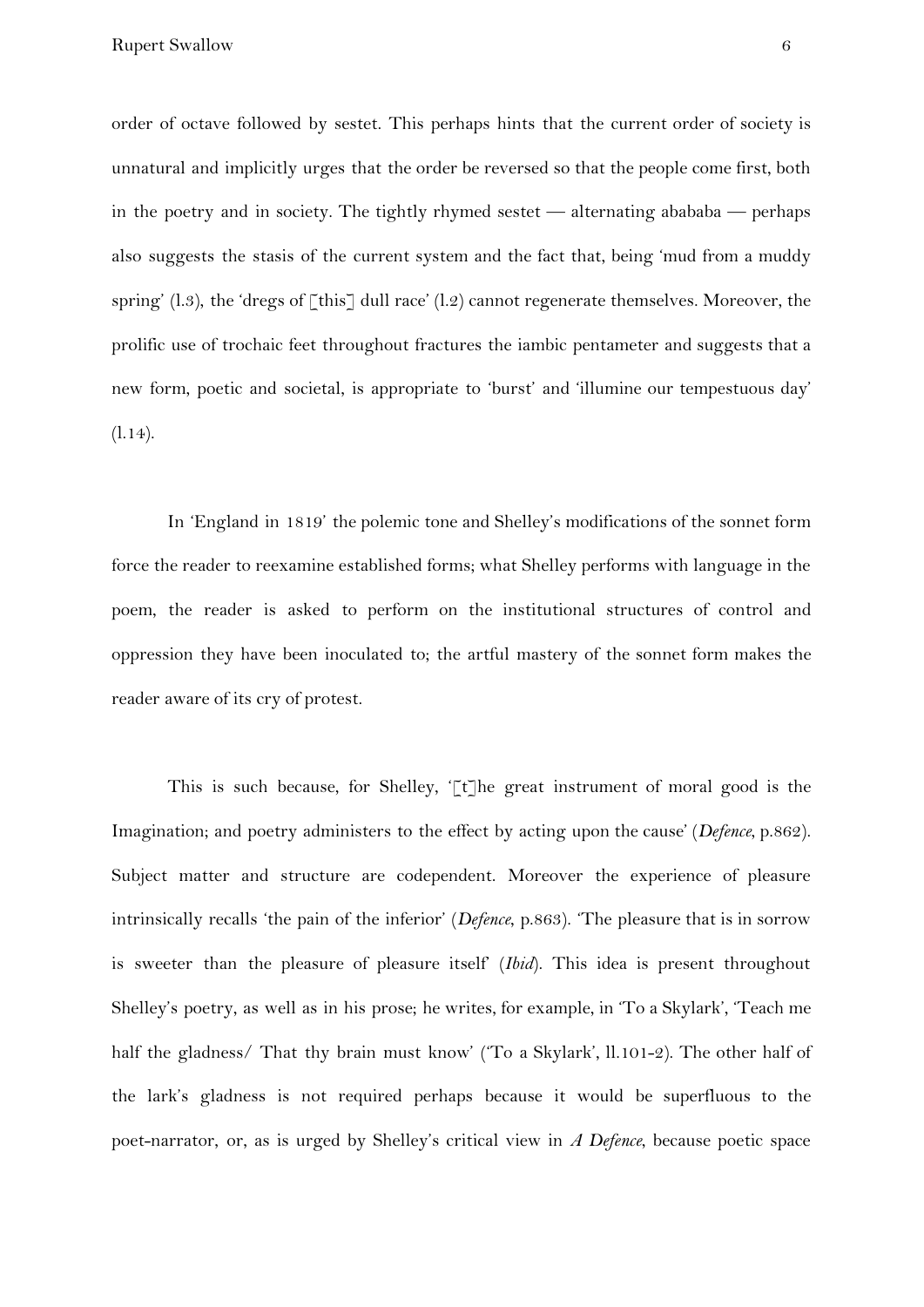order of octave followed by sestet. This perhaps hints that the current order of society is unnatural and implicitly urges that the order be reversed so that the people come first, both in the poetry and in society. The tightly rhymed sestet — alternating abababa — perhaps also suggests the stasis of the current system and the fact that, being 'mud from a muddy spring' (l.3), the 'dregs of [this] dull race' (l.2) cannot regenerate themselves. Moreover, the prolific use of trochaic feet throughout fractures the iambic pentameter and suggests that a new form, poetic and societal, is appropriate to 'burst' and 'illumine our tempestuous day' (l.14).

In 'England in 1819' the polemic tone and Shelley's modifications of the sonnet form force the reader to reexamine established forms; what Shelley performs with language in the poem, the reader is asked to perform on the institutional structures of control and oppression they have been inoculated to; the artful mastery of the sonnet form makes the reader aware of its cry of protest.

This is such because, for Shelley, '[t]he great instrument of moral good is the Imagination; and poetry administers to the effect by acting upon the cause' (*Defence*, p.862). Subject matter and structure are codependent. Moreover the experience of pleasure intrinsically recalls 'the pain of the inferior' (*Defence*, p.863). 'The pleasure that is in sorrow is sweeter than the pleasure of pleasure itself' (*Ibid*). This idea is present throughout Shelley's poetry, as well as in his prose; he writes, for example, in 'To a Skylark', 'Teach me half the gladness/ That thy brain must know' ('To a Skylark', ll.101-2). The other half of the lark's gladness is not required perhaps because it would be superfluous to the poet-narrator, or, as is urged by Shelley's critical view in *A Defence*, because poetic space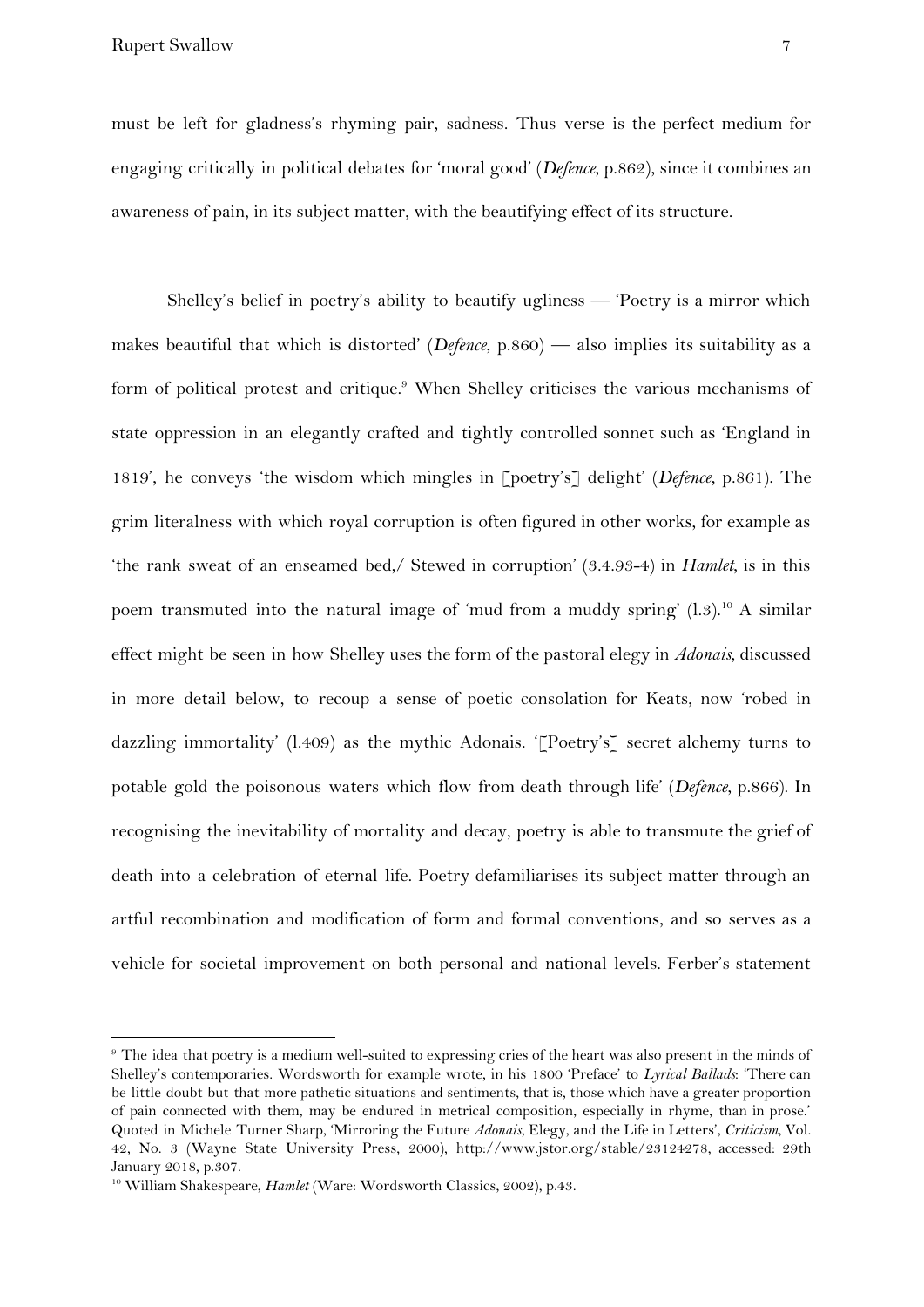must be left for gladness's rhyming pair, sadness. Thus verse is the perfect medium for engaging critically in political debates for 'moral good' (*Defence*, p.862), since it combines an awareness of pain, in its subject matter, with the beautifying effect of its structure.

Shelley's belief in poetry's ability to beautify ugliness — 'Poetry is a mirror which makes beautiful that which is distorted' (*Defence*, p.860) — also implies its suitability as a form of political protest and critique.[9] When Shelley criticises the various mechanisms of state oppression in an elegantly crafted and tightly controlled sonnet such as 'England in 1819', he conveys 'the wisdom which mingles in [poetry's] delight' (*Defence*, p.861). The grim literalness with which royal corruption is often figured in other works, for example as 'the rank sweat of an enseamed bed,/ Stewed in corruption' (3.4.93-4) in *Hamlet*, is in this poem transmuted into the natural image of 'mud from a muddy spring' (l.3).[10] A similar effect might be seen in how Shelley uses the form of the pastoral elegy in *Adonais*, discussed in more detail below, to recoup a sense of poetic consolation for Keats, now 'robed in dazzling immortality' (l.409) as the mythic Adonais. '[Poetry's] secret alchemy turns to potable gold the poisonous waters which flow from death through life' (*Defence*, p.866). In recognising the inevitability of mortality and decay, poetry is able to transmute the grief of death into a celebration of eternal life. Poetry defamiliarises its subject matter through an artful recombination and modification of form and formal conventions, and so serves as a vehicle for societal improvement on both personal and national levels. Ferber's statement

---

[9] The idea that poetry is a medium well-suited to expressing cries of the heart was also present in the minds of Shelley's contemporaries. Wordsworth for example wrote, in his 1800 'Preface' to *Lyrical Ballads*: 'There can be little doubt but that more pathetic situations and sentiments, that is, those which have a greater proportion of pain connected with them, may be endured in metrical composition, especially in rhyme, than in prose.' Quoted in Michele Turner Sharp, 'Mirroring the Future *Adonais*, Elegy, and the Life in Letters', *Criticism*, Vol. 42, No. 3 (Wayne State University Press, 2000), http://www.jstor.org/stable/23124278, accessed: 29th January 2018, p.307.

[10] William Shakespeare, *Hamlet* (Ware: Wordsworth Classics, 2002), p.43.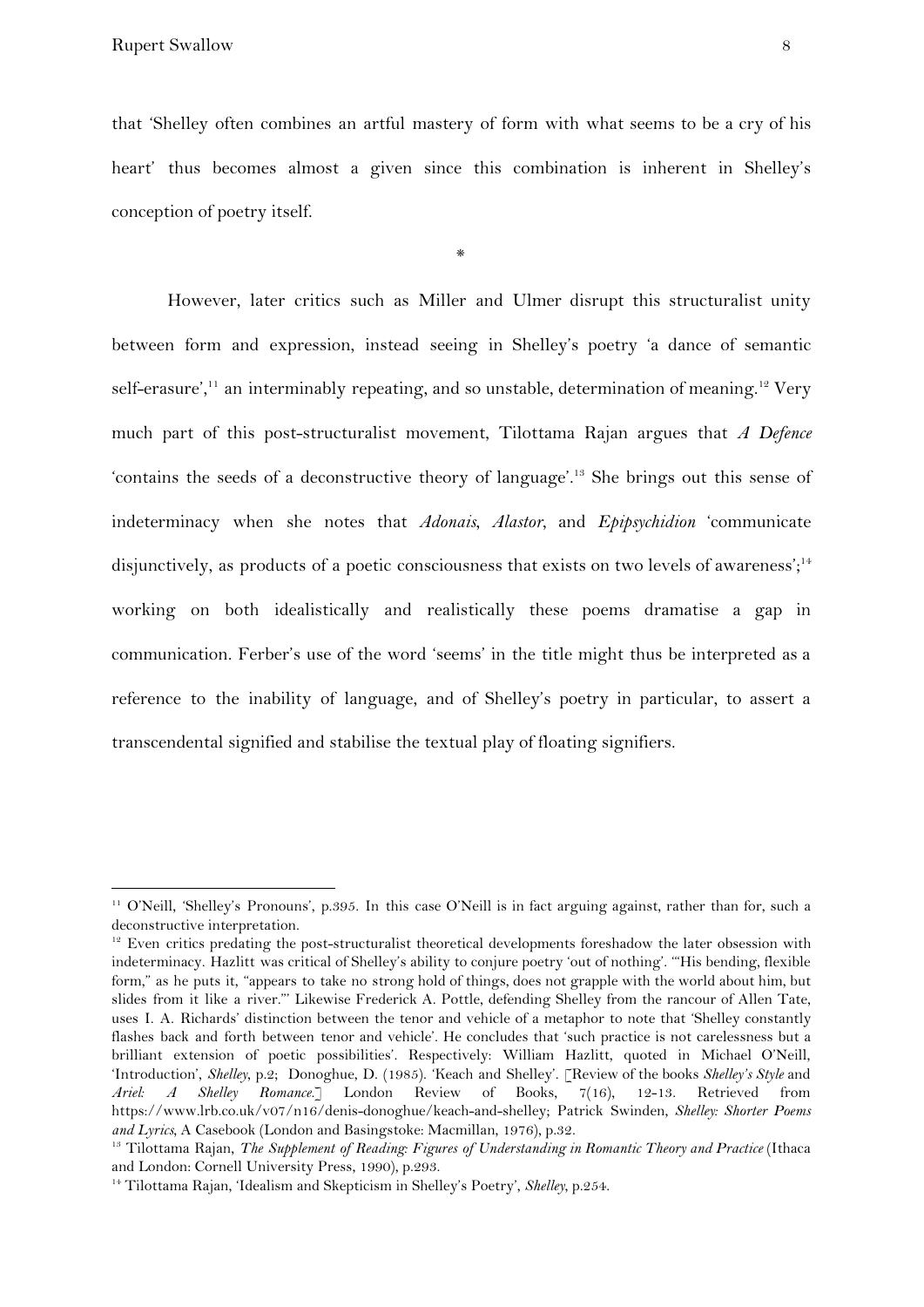that 'Shelley often combines an artful mastery of form with what seems to be a cry of his heart' thus becomes almost a given since this combination is inherent in Shelley's conception of poetry itself.

*

However, later critics such as Miller and Ulmer disrupt this structuralist unity between form and expression, instead seeing in Shelley's poetry 'a dance of semantic self-erasure',[11] an interminably repeating, and so unstable, determination of meaning.[12] Very much part of this post-structuralist movement, Tilottama Rajan argues that *A Defence* 'contains the seeds of a deconstructive theory of language'.[13] She brings out this sense of indeterminacy when she notes that *Adonais*, *Alastor*, and *Epipsychidion* 'communicate disjunctively, as products of a poetic consciousness that exists on two levels of awareness';[14] working on both idealistically and realistically these poems dramatise a gap in communication. Ferber's use of the word 'seems' in the title might thus be interpreted as a reference to the inability of language, and of Shelley's poetry in particular, to assert a transcendental signified and stabilise the textual play of floating signifiers.

---

[11] O'Neill, 'Shelley's Pronouns', p.395. In this case O'Neill is in fact arguing against, rather than for, such a deconstructive interpretation.

[12] Even critics predating the post-structuralist theoretical developments foreshadow the later obsession with indeterminacy. Hazlitt was critical of Shelley's ability to conjure poetry 'out of nothing'. '"His bending, flexible form," as he puts it, "appears to take no strong hold of things, does not grapple with the world about him, but slides from it like a river."' Likewise Frederick A. Pottle, defending Shelley from the rancour of Allen Tate, uses I. A. Richards' distinction between the tenor and vehicle of a metaphor to note that 'Shelley constantly flashes back and forth between tenor and vehicle'. He concludes that 'such practice is not carelessness but a brilliant extension of poetic possibilities'. Respectively: William Hazlitt, quoted in Michael O'Neill, 'Introduction', *Shelley*, p.2; Donoghue, D. (1985). 'Keach and Shelley'. [Review of the books *Shelley's Style* and *Ariel: A Shelley Romance*.] London Review of Books, 7(16), 12-13. Retrieved from https://www.lrb.co.uk/v07/n16/denis-donoghue/keach-and-shelley; Patrick Swinden, *Shelley: Shorter Poems and Lyrics*, A Casebook (London and Basingstoke: Macmillan, 1976), p.32.

[13] Tilottama Rajan, *The Supplement of Reading: Figures of Understanding in Romantic Theory and Practice* (Ithaca and London: Cornell University Press, 1990), p.293.

[14] Tilottama Rajan, 'Idealism and Skepticism in Shelley's Poetry', *Shelley*, p.254.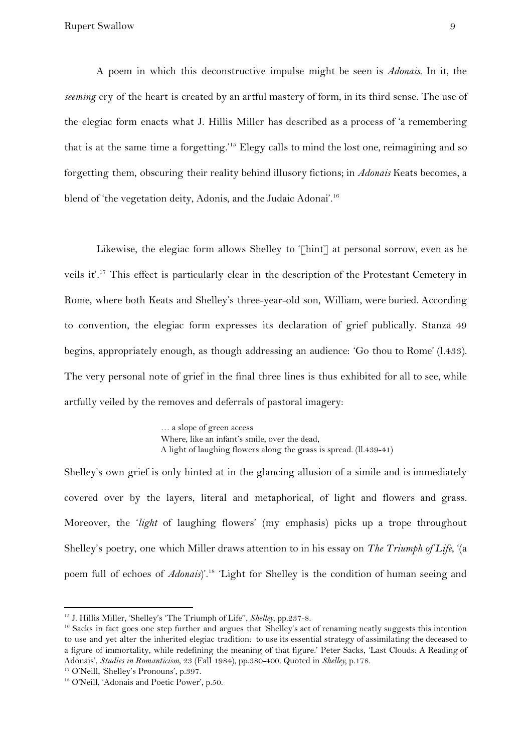A poem in which this deconstructive impulse might be seen is *Adonais*. In it, the *seeming* cry of the heart is created by an artful mastery of form, in its third sense. The use of the elegiac form enacts what J. Hillis Miller has described as a process of 'a remembering that is at the same time a forgetting.'[15] Elegy calls to mind the lost one, reimagining and so forgetting them, obscuring their reality behind illusory fictions; in *Adonais* Keats becomes, a blend of 'the vegetation deity, Adonis, and the Judaic Adonai'.[16]

Likewise, the elegiac form allows Shelley to '[hint] at personal sorrow, even as he veils it'.[17] This effect is particularly clear in the description of the Protestant Cemetery in Rome, where both Keats and Shelley's three-year-old son, William, were buried. According to convention, the elegiac form expresses its declaration of grief publically. Stanza 49 begins, appropriately enough, as though addressing an audience: 'Go thou to Rome' (l.433). The very personal note of grief in the final three lines is thus exhibited for all to see, while artfully veiled by the removes and deferrals of pastoral imagery:

> … a slope of green access
> Where, like an infant's smile, over the dead,
> A light of laughing flowers along the grass is spread. (ll.439-41)

Shelley's own grief is only hinted at in the glancing allusion of a simile and is immediately covered over by the layers, literal and metaphorical, of light and flowers and grass. Moreover, the '*light* of laughing flowers' (my emphasis) picks up a trope throughout Shelley's poetry, one which Miller draws attention to in his essay on *The Triumph of Life*, '(a poem full of echoes of *Adonais*)'.[18] 'Light for Shelley is the condition of human seeing and

---

[15] J. Hillis Miller, 'Shelley's 'The Triumph of Life'', *Shelley*, pp.237-8.

[16] Sacks in fact goes one step further and argues that 'Shelley's act of renaming neatly suggests this intention to use and yet alter the inherited elegiac tradition: to use its essential strategy of assimilating the deceased to a figure of immortality, while redefining the meaning of that figure.' Peter Sacks, 'Last Clouds: A Reading of Adonais', *Studies in Romanticism*, 23 (Fall 1984), pp.380-400. Quoted in *Shelley*, p.178.

[17] O'Neill, 'Shelley's Pronouns', p.397.

[18] O'Neill, 'Adonais and Poetic Power', p.50.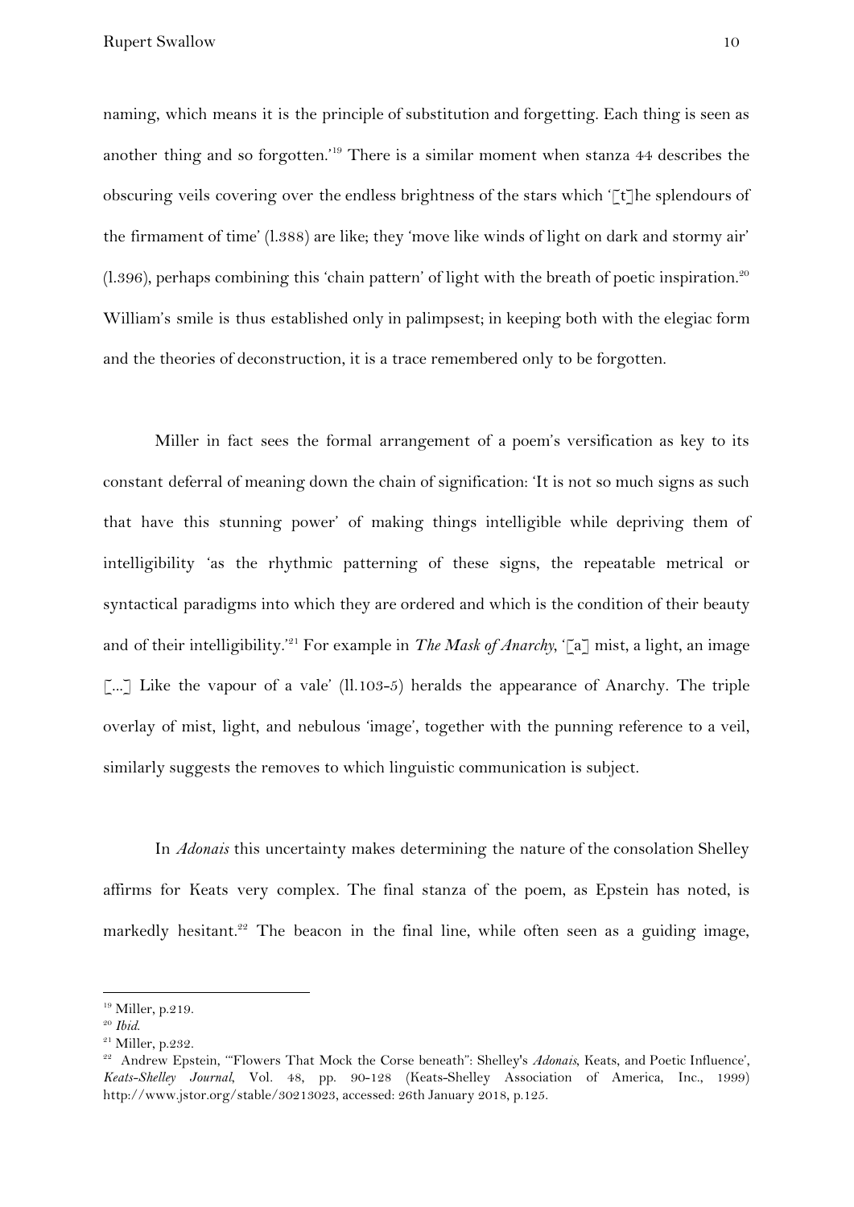naming, which means it is the principle of substitution and forgetting. Each thing is seen as another thing and so forgotten.'[19] There is a similar moment when stanza 44 describes the obscuring veils covering over the endless brightness of the stars which '[t]he splendours of the firmament of time' (l.388) are like; they 'move like winds of light on dark and stormy air' (l.396), perhaps combining this 'chain pattern' of light with the breath of poetic inspiration.[20] William's smile is thus established only in palimpsest; in keeping both with the elegiac form and the theories of deconstruction, it is a trace remembered only to be forgotten.

Miller in fact sees the formal arrangement of a poem's versification as key to its constant deferral of meaning down the chain of signification: 'It is not so much signs as such that have this stunning power' of making things intelligible while depriving them of intelligibility 'as the rhythmic patterning of these signs, the repeatable metrical or syntactical paradigms into which they are ordered and which is the condition of their beauty and of their intelligibility.'[21] For example in *The Mask of Anarchy*, '[a] mist, a light, an image [...] Like the vapour of a vale' (ll.103-5) heralds the appearance of Anarchy. The triple overlay of mist, light, and nebulous 'image', together with the punning reference to a veil, similarly suggests the removes to which linguistic communication is subject.

In *Adonais* this uncertainty makes determining the nature of the consolation Shelley affirms for Keats very complex. The final stanza of the poem, as Epstein has noted, is markedly hesitant.[22] The beacon in the final line, while often seen as a guiding image,

---

[19] Miller, p.219.

[20] *Ibid.*

[21] Miller, p.232.

[22] Andrew Epstein, '"Flowers That Mock the Corse beneath": Shelley's *Adonais*, Keats, and Poetic Influence', *Keats-Shelley Journal*, Vol. 48, pp. 90-128 (Keats-Shelley Association of America, Inc., 1999) http://www.jstor.org/stable/30213023, accessed: 26th January 2018, p.125.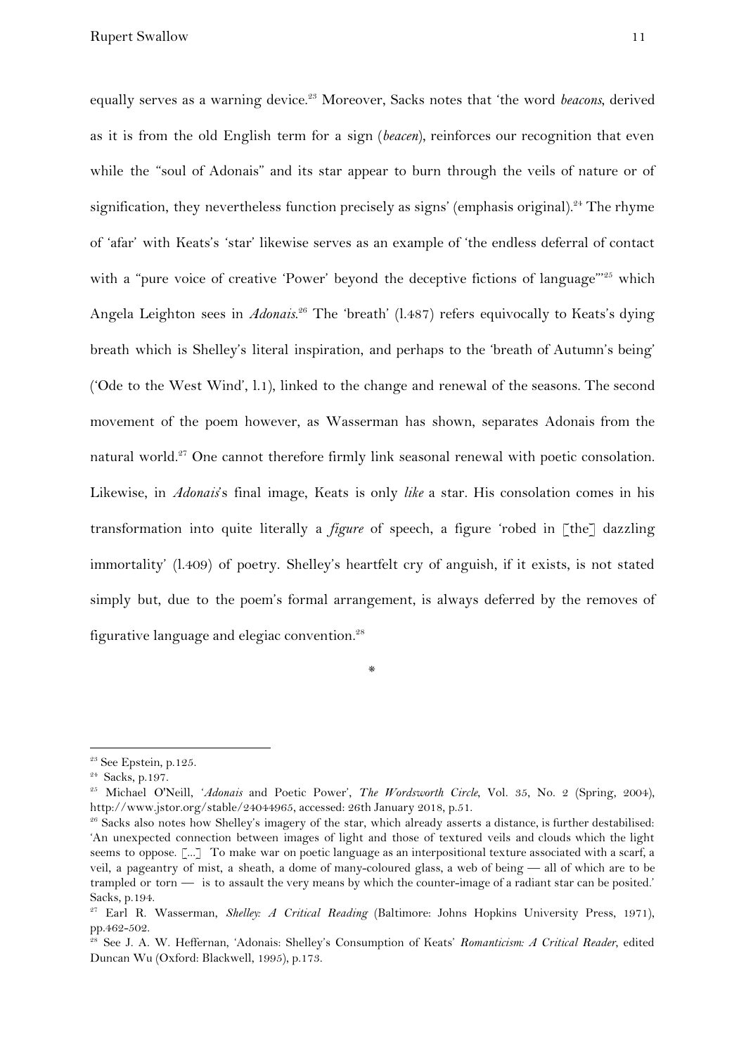equally serves as a warning device.[23] Moreover, Sacks notes that 'the word *beacons*, derived as it is from the old English term for a sign (*beacen*), reinforces our recognition that even while the "soul of Adonais" and its star appear to burn through the veils of nature or of signification, they nevertheless function precisely as signs' (emphasis original).[24] The rhyme of 'afar' with Keats's 'star' likewise serves as an example of 'the endless deferral of contact with a "pure voice of creative 'Power' beyond the deceptive fictions of language"'[25] which Angela Leighton sees in *Adonais*.[26] The 'breath' (l.487) refers equivocally to Keats's dying breath which is Shelley's literal inspiration, and perhaps to the 'breath of Autumn's being' ('Ode to the West Wind', l.1), linked to the change and renewal of the seasons. The second movement of the poem however, as Wasserman has shown, separates Adonais from the natural world.[27] One cannot therefore firmly link seasonal renewal with poetic consolation. Likewise, in *Adonais*'s final image, Keats is only *like* a star. His consolation comes in his transformation into quite literally a *figure* of speech, a figure 'robed in [the] dazzling immortality' (l.409) of poetry. Shelley's heartfelt cry of anguish, if it exists, is not stated simply but, due to the poem's formal arrangement, is always deferred by the removes of figurative language and elegiac convention.[28]

\*

---

[23] See Epstein, p.125.

[24] Sacks, p.197.

[25] Michael O'Neill, '*Adonais* and Poetic Power', *The Wordsworth Circle*, Vol. 35, No. 2 (Spring, 2004), http://www.jstor.org/stable/24044965, accessed: 26th January 2018, p.51.

[26] Sacks also notes how Shelley's imagery of the star, which already asserts a distance, is further destabilised: 'An unexpected connection between images of light and those of textured veils and clouds which the light seems to oppose. [...] To make war on poetic language as an interpositional texture associated with a scarf, a veil, a pageantry of mist, a sheath, a dome of many-coloured glass, a web of being — all of which are to be trampled or torn — is to assault the very means by which the counter-image of a radiant star can be posited.' Sacks, p.194.

[27] Earl R. Wasserman, *Shelley: A Critical Reading* (Baltimore: Johns Hopkins University Press, 1971), pp.462-502.

[28] See J. A. W. Heffernan, 'Adonais: Shelley's Consumption of Keats' *Romanticism: A Critical Reader*, edited Duncan Wu (Oxford: Blackwell, 1995), p.173.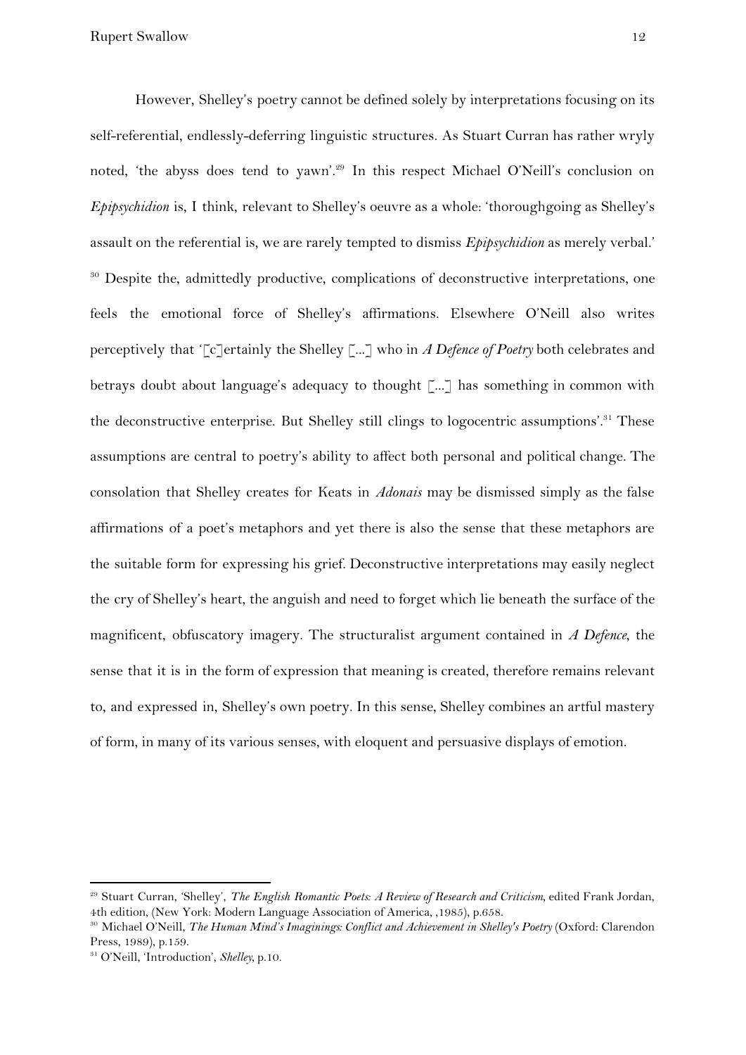However, Shelley's poetry cannot be defined solely by interpretations focusing on its self-referential, endlessly-deferring linguistic structures. As Stuart Curran has rather wryly noted, 'the abyss does tend to yawn'.[29] In this respect Michael O'Neill's conclusion on *Epipsychidion* is, I think, relevant to Shelley's oeuvre as a whole: 'thoroughgoing as Shelley's assault on the referential is, we are rarely tempted to dismiss *Epipsychidion* as merely verbal.' [30] Despite the, admittedly productive, complications of deconstructive interpretations, one feels the emotional force of Shelley's affirmations. Elsewhere O'Neill also writes perceptively that '[c]ertainly the Shelley [...] who in *A Defence of Poetry* both celebrates and betrays doubt about language's adequacy to thought [...] has something in common with the deconstructive enterprise. But Shelley still clings to logocentric assumptions'.[31] These assumptions are central to poetry's ability to affect both personal and political change. The consolation that Shelley creates for Keats in *Adonais* may be dismissed simply as the false affirmations of a poet's metaphors and yet there is also the sense that these metaphors are the suitable form for expressing his grief. Deconstructive interpretations may easily neglect the cry of Shelley's heart, the anguish and need to forget which lie beneath the surface of the magnificent, obfuscatory imagery. The structuralist argument contained in *A Defence*, the sense that it is in the form of expression that meaning is created, therefore remains relevant to, and expressed in, Shelley's own poetry. In this sense, Shelley combines an artful mastery of form, in many of its various senses, with eloquent and persuasive displays of emotion.

---

[29] Stuart Curran, 'Shelley', *The English Romantic Poets: A Review of Research and Criticism*, edited Frank Jordan, 4th edition, (New York: Modern Language Association of America, ,1985), p.658.

[30] Michael O'Neill, *The Human Mind's Imaginings: Conflict and Achievement in Shelley's Poetry* (Oxford: Clarendon Press, 1989), p.159.

[31] O'Neill, 'Introduction', *Shelley*, p.10.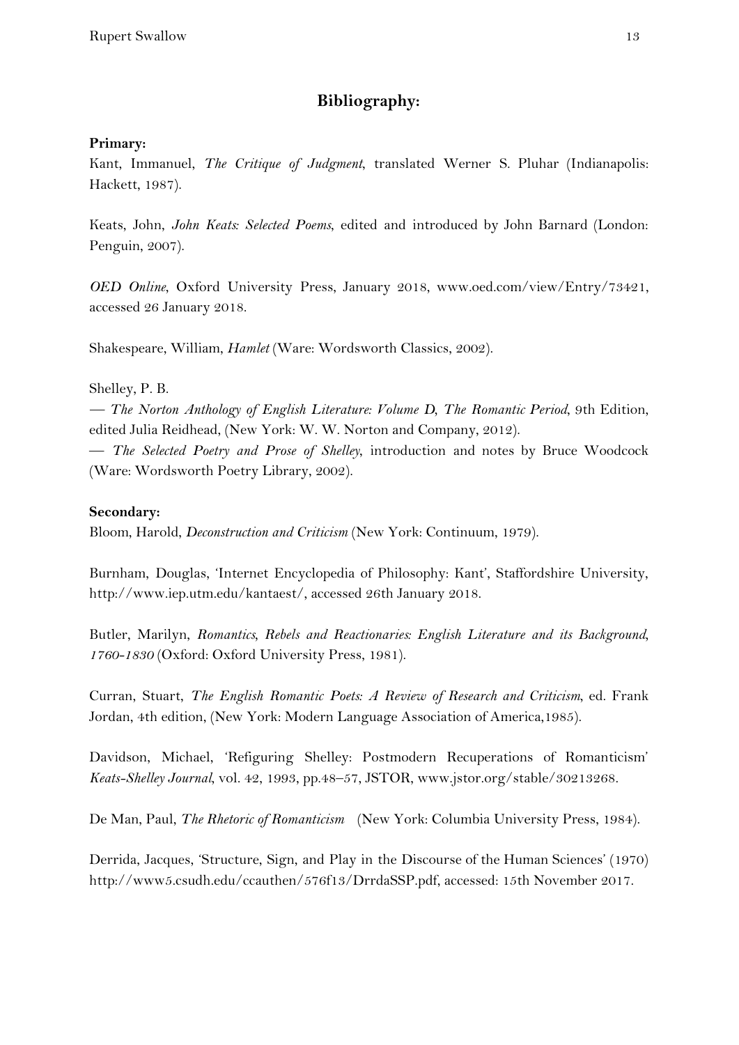## Bibliography:

**Primary:**

Kant, Immanuel, *The Critique of Judgment*, translated Werner S. Pluhar (Indianapolis: Hackett, 1987).

Keats, John, *John Keats: Selected Poems*, edited and introduced by John Barnard (London: Penguin, 2007).

*OED Online*, Oxford University Press, January 2018, www.oed.com/view/Entry/73421, accessed 26 January 2018.

Shakespeare, William, *Hamlet* (Ware: Wordsworth Classics, 2002).

Shelley, P. B.
— *The Norton Anthology of English Literature: Volume D, The Romantic Period*, 9th Edition, edited Julia Reidhead, (New York: W. W. Norton and Company, 2012).
— *The Selected Poetry and Prose of Shelley*, introduction and notes by Bruce Woodcock (Ware: Wordsworth Poetry Library, 2002).

**Secondary:**

Bloom, Harold, *Deconstruction and Criticism* (New York: Continuum, 1979).

Burnham, Douglas, 'Internet Encyclopedia of Philosophy: Kant', Staffordshire University, http://www.iep.utm.edu/kantaest/, accessed 26th January 2018.

Butler, Marilyn, *Romantics, Rebels and Reactionaries: English Literature and its Background, 1760-1830* (Oxford: Oxford University Press, 1981).

Curran, Stuart, *The English Romantic Poets: A Review of Research and Criticism*, ed. Frank Jordan, 4th edition, (New York: Modern Language Association of America,1985).

Davidson, Michael, 'Refiguring Shelley: Postmodern Recuperations of Romanticism' *Keats-Shelley Journal*, vol. 42, 1993, pp.48–57, JSTOR, www.jstor.org/stable/30213268.

De Man, Paul, *The Rhetoric of Romanticism* (New York: Columbia University Press, 1984).

Derrida, Jacques, 'Structure, Sign, and Play in the Discourse of the Human Sciences' (1970) http://www5.csudh.edu/ccauthen/576f13/DrrdaSSP.pdf, accessed: 15th November 2017.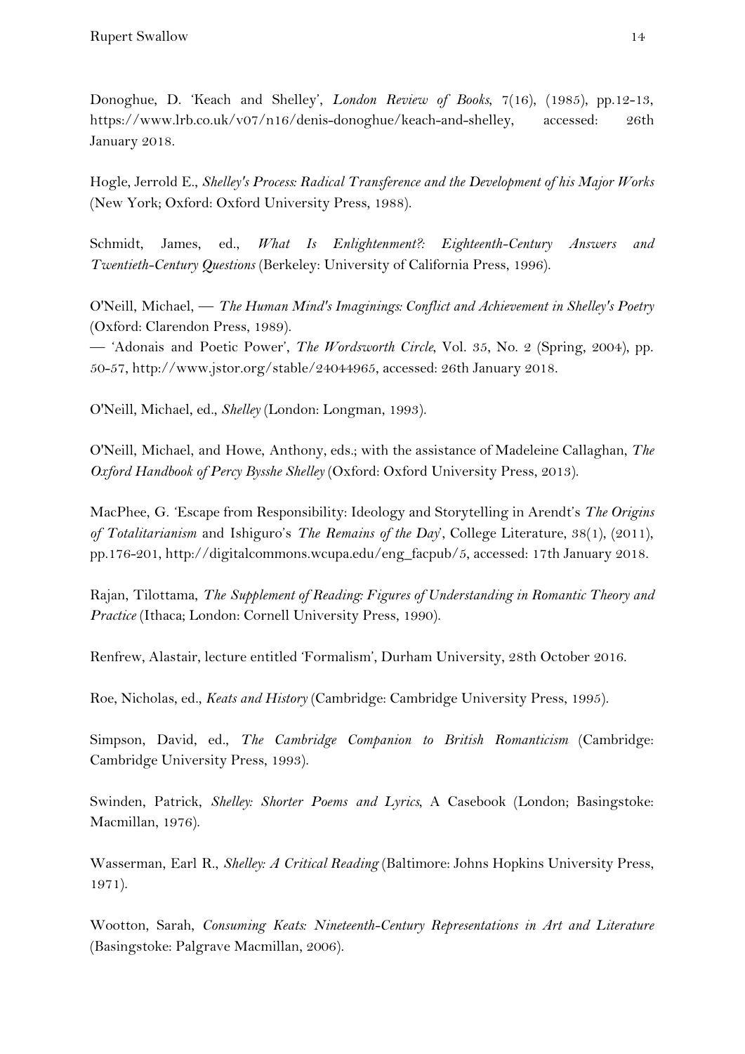Donoghue, D. 'Keach and Shelley', *London Review of Books*, 7(16), (1985), pp.12-13, https://www.lrb.co.uk/v07/n16/denis-donoghue/keach-and-shelley, accessed: 26th January 2018.

Hogle, Jerrold E., *Shelley's Process: Radical Transference and the Development of his Major Works* (New York; Oxford: Oxford University Press, 1988).

Schmidt, James, ed., *What Is Enlightenment?: Eighteenth-Century Answers and Twentieth-Century Questions* (Berkeley: University of California Press, 1996).

O'Neill, Michael, — *The Human Mind's Imaginings: Conflict and Achievement in Shelley's Poetry* (Oxford: Clarendon Press, 1989).
— 'Adonais and Poetic Power', *The Wordsworth Circle*, Vol. 35, No. 2 (Spring, 2004), pp. 50-57, http://www.jstor.org/stable/24044965, accessed: 26th January 2018.

O'Neill, Michael, ed., *Shelley* (London: Longman, 1993).

O'Neill, Michael, and Howe, Anthony, eds.; with the assistance of Madeleine Callaghan, *The Oxford Handbook of Percy Bysshe Shelley* (Oxford: Oxford University Press, 2013).

MacPhee, G. 'Escape from Responsibility: Ideology and Storytelling in Arendt's *The Origins of Totalitarianism* and Ishiguro's *The Remains of the Day*', College Literature, 38(1), (2011), pp.176-201, http://digitalcommons.wcupa.edu/eng_facpub/5, accessed: 17th January 2018.

Rajan, Tilottama, *The Supplement of Reading: Figures of Understanding in Romantic Theory and Practice* (Ithaca; London: Cornell University Press, 1990).

Renfrew, Alastair, lecture entitled 'Formalism', Durham University, 28th October 2016.

Roe, Nicholas, ed., *Keats and History* (Cambridge: Cambridge University Press, 1995).

Simpson, David, ed., *The Cambridge Companion to British Romanticism* (Cambridge: Cambridge University Press, 1993).

Swinden, Patrick, *Shelley: Shorter Poems and Lyrics*, A Casebook (London; Basingstoke: Macmillan, 1976).

Wasserman, Earl R., *Shelley: A Critical Reading* (Baltimore: Johns Hopkins University Press, 1971).

Wootton, Sarah, *Consuming Keats: Nineteenth-Century Representations in Art and Literature* (Basingstoke: Palgrave Macmillan, 2006).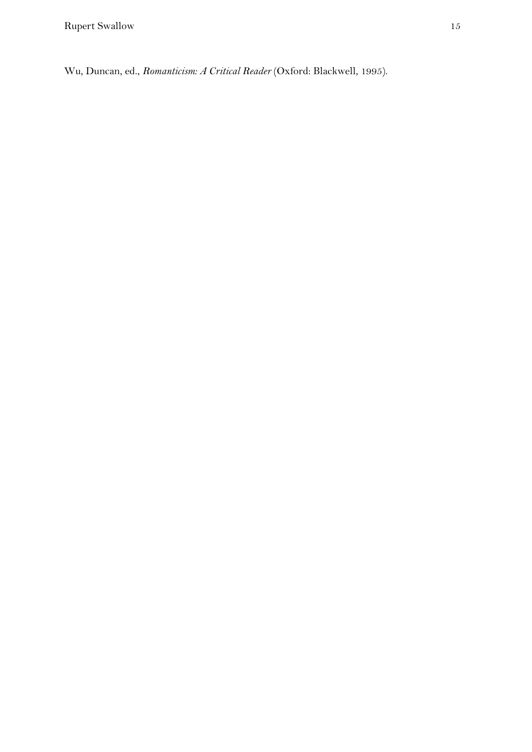Wu, Duncan, ed., *Romanticism: A Critical Reader* (Oxford: Blackwell, 1995).